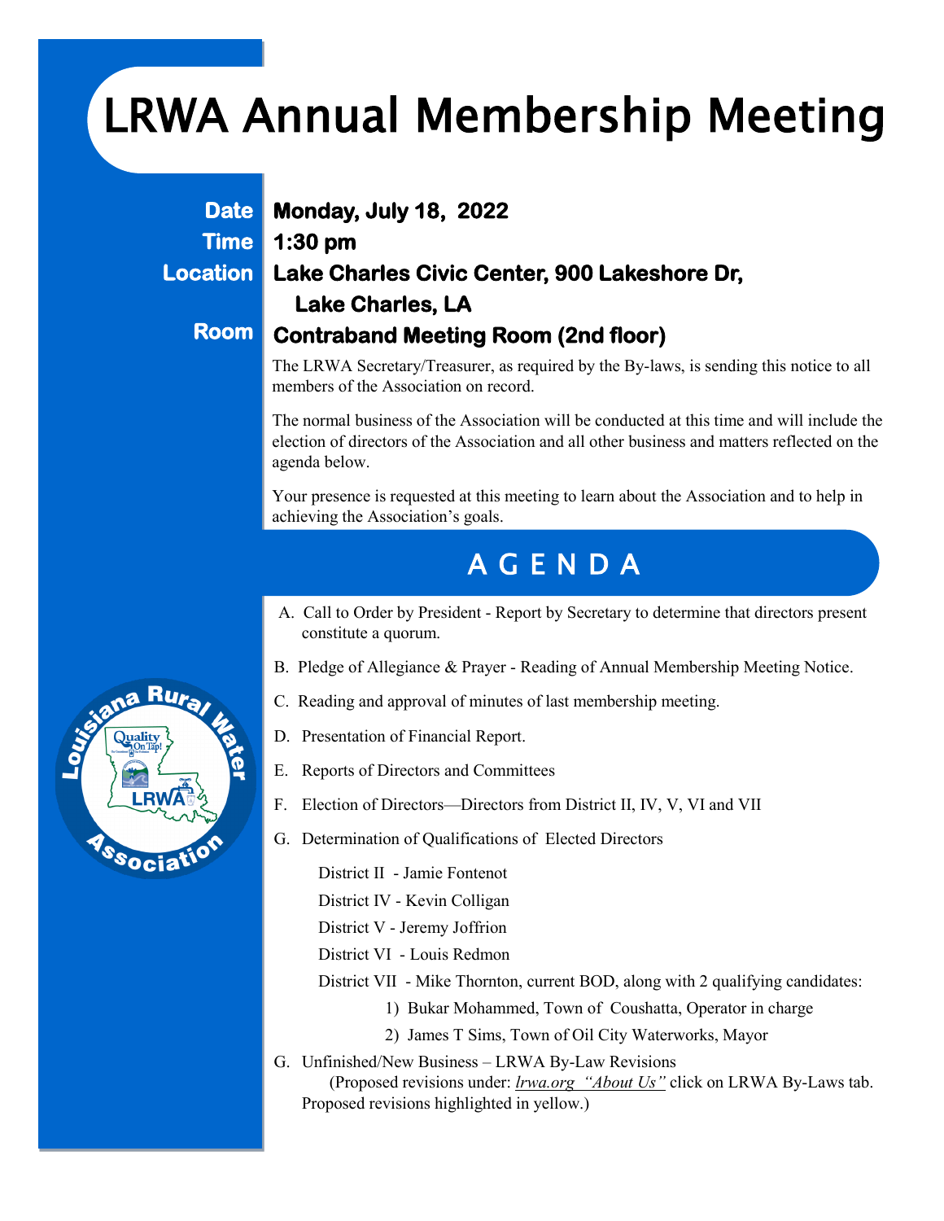# LRWA Annual Membership Meeting

**Date** **Monday, July 18, 2022**

**Time** **1:30 pm**

**Location** **Lake Charles Civic Center, 900 Lakeshore Dr, Lake Charles, LA**

**Room** **Contraband Meeting Room (2nd floor)**

The LRWA Secretary/Treasurer, as required by the By-laws, is sending this notice to all members of the Association on record.

The normal business of the Association will be conducted at this time and will include the election of directors of the Association and all other business and matters reflected on the agenda below.

Your presence is requested at this meeting to learn about the Association and to help in achieving the Association's goals.

## AGENDA

A. Call to Order by President - Report by Secretary to determine that directors present constitute a quorum.

B. Pledge of Allegiance & Prayer - Reading of Annual Membership Meeting Notice.

C. Reading and approval of minutes of last membership meeting.

D. Presentation of Financial Report.

E. Reports of Directors and Committees

F. Election of Directors—Directors from District II, IV, V, VI and VII

G. Determination of Qualifications of Elected Directors

District II - Jamie Fontenot

District IV - Kevin Colligan

District V - Jeremy Joffrion

District VI - Louis Redmon

District VII - Mike Thornton, current BOD, along with 2 qualifying candidates:

1) Bukar Mohammed, Town of Coushatta, Operator in charge
2) James T Sims, Town of Oil City Waterworks, Mayor

G. Unfinished/New Business – LRWA By-Law Revisions
(Proposed revisions under: *lrwa.org "About Us"* click on LRWA By-Laws tab. Proposed revisions highlighted in yellow.)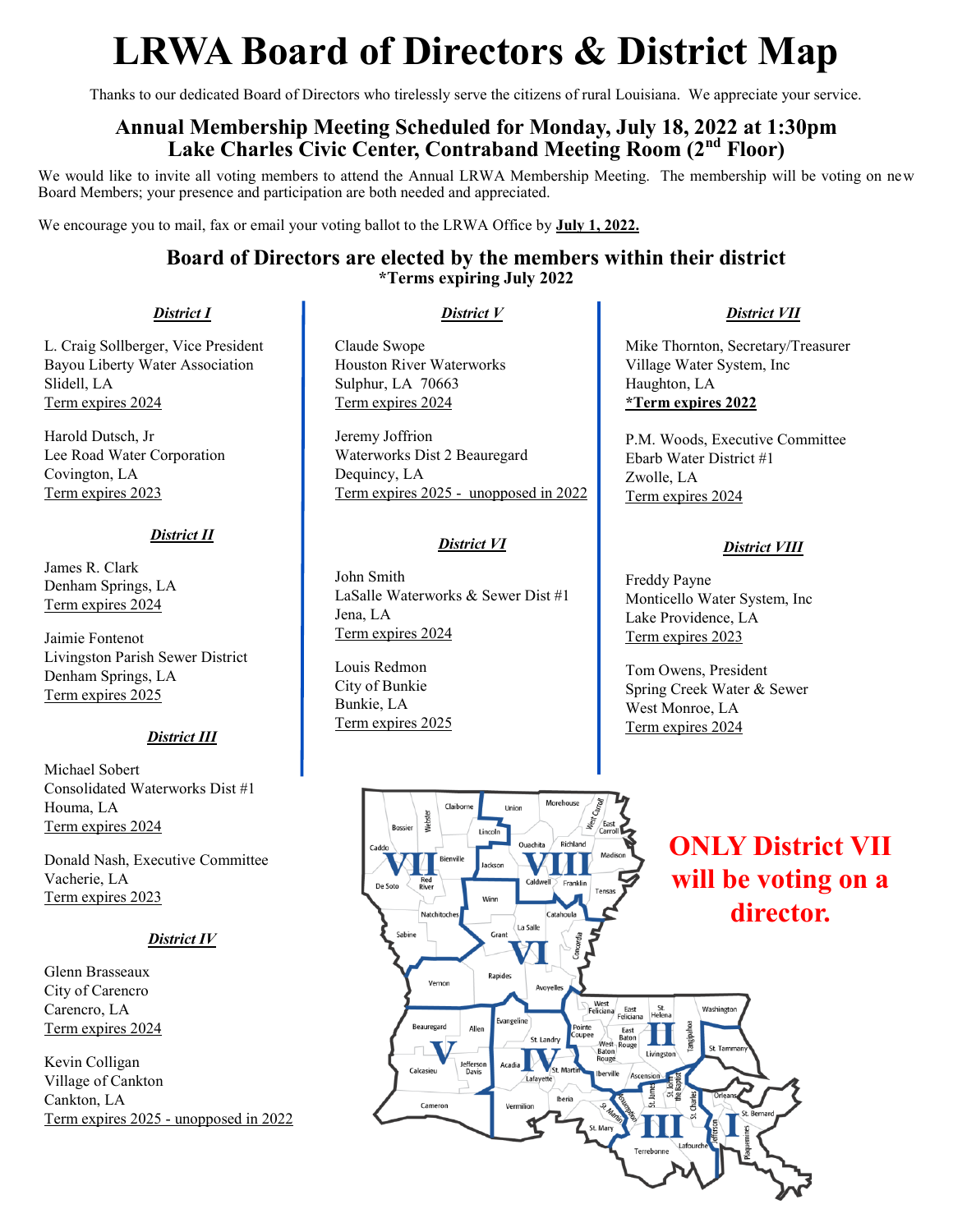# LRWA Board of Directors & District Map

Thanks to our dedicated Board of Directors who tirelessly serve the citizens of rural Louisiana. We appreciate your service.

## Annual Membership Meeting Scheduled for Monday, July 18, 2022 at 1:30pm
## Lake Charles Civic Center, Contraband Meeting Room (2nd Floor)

We would like to invite all voting members to attend the Annual LRWA Membership Meeting. The membership will be voting on new Board Members; your presence and participation are both needed and appreciated.

We encourage you to mail, fax or email your voting ballot to the LRWA Office by **July 1, 2022.**

## Board of Directors are elected by the members within their district

**\*Terms expiring July 2022**

### *District I*

L. Craig Sollberger, Vice President
Bayou Liberty Water Association
Slidell, LA
Term expires 2024

Harold Dutsch, Jr
Lee Road Water Corporation
Covington, LA
Term expires 2023

### *District II*

James R. Clark
Denham Springs, LA
Term expires 2024

Jaimie Fontenot
Livingston Parish Sewer District
Denham Springs, LA
Term expires 2025

### *District III*

Michael Sobert
Consolidated Waterworks Dist #1
Houma, LA
Term expires 2024

Donald Nash, Executive Committee
Vacherie, LA
Term expires 2023

### *District IV*

Glenn Brasseaux
City of Carencro
Carencro, LA
Term expires 2024

Kevin Colligan
Village of Cankton
Cankton, LA
Term expires 2025 - unopposed in 2022

### *District V*

Claude Swope
Houston River Waterworks
Sulphur, LA 70663
Term expires 2024

Jeremy Joffrion
Waterworks Dist 2 Beauregard
Dequincy, LA
Term expires 2025 - unopposed in 2022

### *District VI*

John Smith
LaSalle Waterworks & Sewer Dist #1
Jena, LA
Term expires 2024

Louis Redmon
City of Bunkie
Bunkie, LA
Term expires 2025

### *District VII*

Mike Thornton, Secretary/Treasurer
Village Water System, Inc
Haughton, LA
**\*Term expires 2022**

P.M. Woods, Executive Committee
Ebarb Water District #1
Zwolle, LA
Term expires 2024

### *District VIII*

Freddy Payne
Monticello Water System, Inc
Lake Providence, LA
Term expires 2023

Tom Owens, President
Spring Creek Water & Sewer
West Monroe, LA
Term expires 2024

**ONLY District VII will be voting on a director.**